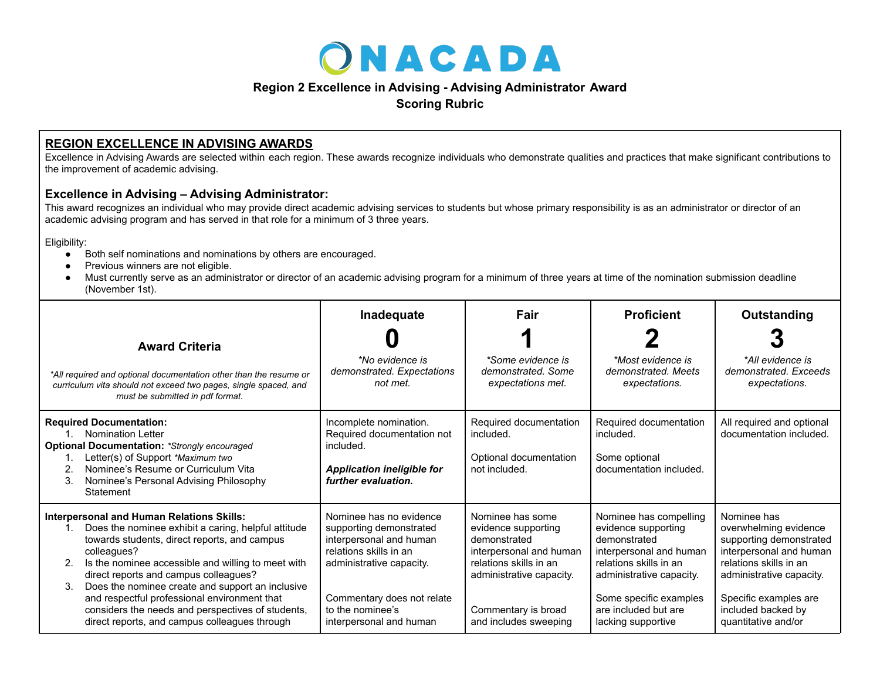# NACADA

**Region 2 Excellence in Advising - Advising Administrator Award**
**Scoring Rubric**

## REGION EXCELLENCE IN ADVISING AWARDS

Excellence in Advising Awards are selected within each region. These awards recognize individuals who demonstrate qualities and practices that make significant contributions to the improvement of academic advising.

### Excellence in Advising – Advising Administrator:

This award recognizes an individual who may provide direct academic advising services to students but whose primary responsibility is as an administrator or director of an academic advising program and has served in that role for a minimum of 3 three years.

Eligibility:

- Both self nominations and nominations by others are encouraged.
- Previous winners are not eligible.
- Must currently serve as an administrator or director of an academic advising program for a minimum of three years at time of the nomination submission deadline (November 1st).

| **Award Criteria**<br><br>*\*All required and optional documentation other than the resume or curriculum vita should not exceed two pages, single spaced, and must be submitted in pdf format.* | **Inadequate**<br>**0**<br>*\*No evidence is demonstrated. Expectations not met.* | **Fair**<br>**1**<br>*\*Some evidence is demonstrated. Some expectations met.* | **Proficient**<br>**2**<br>*\*Most evidence is demonstrated. Meets expectations.* | **Outstanding**<br>**3**<br>*\*All evidence is demonstrated. Exceeds expectations.* |
|---|---|---|---|---|
| **Required Documentation:**<br>1. Nomination Letter<br>**Optional Documentation:** *\*Strongly encouraged*<br>1. Letter(s) of Support *\*Maximum two*<br>2. Nominee's Resume or Curriculum Vita<br>3. Nominee's Personal Advising Philosophy Statement | Incomplete nomination. Required documentation not included.<br><br>***Application ineligible for further evaluation.*** | Required documentation included.<br><br>Optional documentation not included. | Required documentation included.<br><br>Some optional documentation included. | All required and optional documentation included. |
| **Interpersonal and Human Relations Skills:**<br>1. Does the nominee exhibit a caring, helpful attitude towards students, direct reports, and campus colleagues?<br>2. Is the nominee accessible and willing to meet with direct reports and campus colleagues?<br>3. Does the nominee create and support an inclusive and respectful professional environment that considers the needs and perspectives of students, direct reports, and campus colleagues through | Nominee has no evidence supporting demonstrated interpersonal and human relations skills in an administrative capacity.<br><br>Commentary does not relate to the nominee's interpersonal and human | Nominee has some evidence supporting demonstrated interpersonal and human relations skills in an administrative capacity.<br><br>Commentary is broad and includes sweeping | Nominee has compelling evidence supporting demonstrated interpersonal and human relations skills in an administrative capacity.<br><br>Some specific examples are included but are lacking supportive | Nominee has overwhelming evidence supporting demonstrated interpersonal and human relations skills in an administrative capacity.<br><br>Specific examples are included backed by quantitative and/or |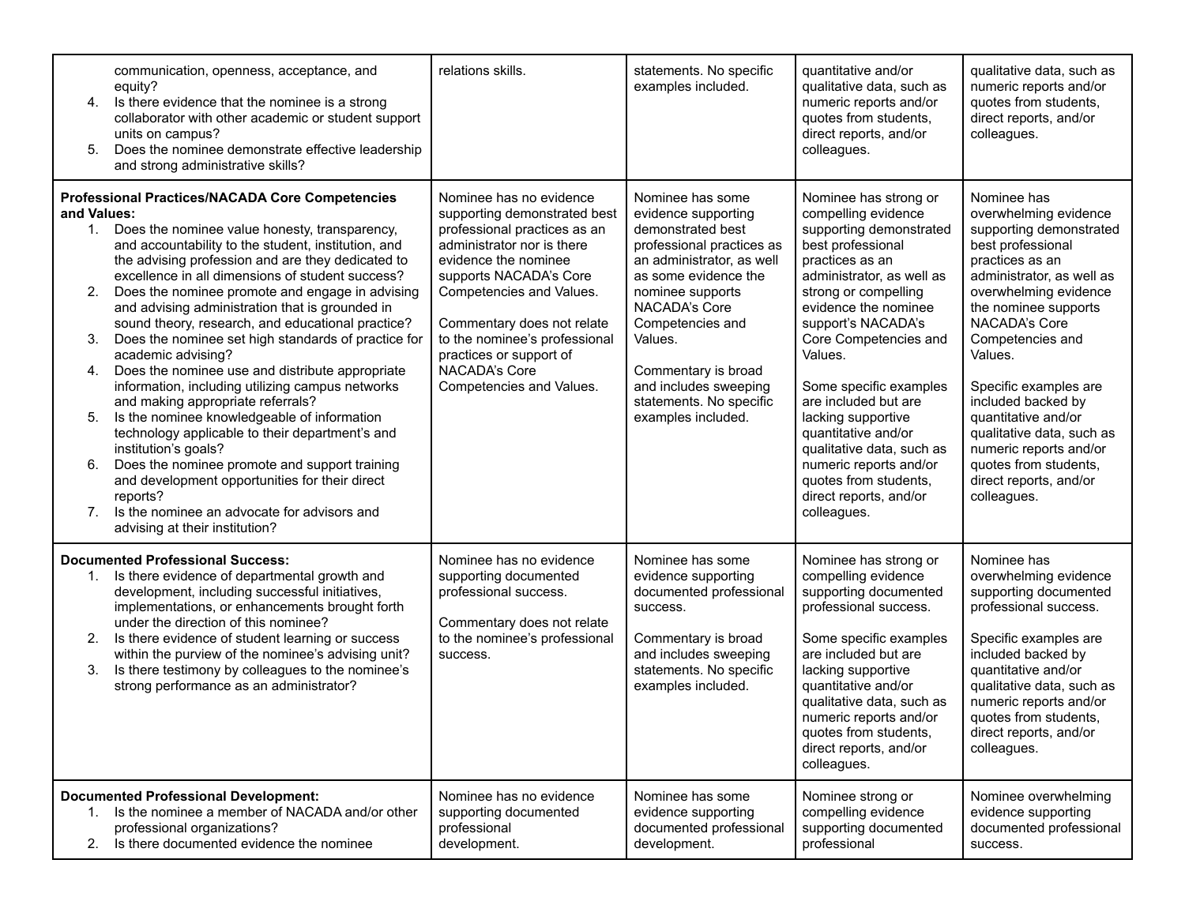| | | | | |
|---|---|---|---|---|
| communication, openness, acceptance, and equity?<br>4. Is there evidence that the nominee is a strong collaborator with other academic or student support units on campus?<br>5. Does the nominee demonstrate effective leadership and strong administrative skills? | relations skills. | statements. No specific examples included. | quantitative and/or qualitative data, such as numeric reports and/or quotes from students, direct reports, and/or colleagues. | qualitative data, such as numeric reports and/or quotes from students, direct reports, and/or colleagues. |
| **Professional Practices/NACADA Core Competencies and Values:**<br>1. Does the nominee value honesty, transparency, and accountability to the student, institution, and the advising profession and are they dedicated to excellence in all dimensions of student success?<br>2. Does the nominee promote and engage in advising and advising administration that is grounded in sound theory, research, and educational practice?<br>3. Does the nominee set high standards of practice for academic advising?<br>4. Does the nominee use and distribute appropriate information, including utilizing campus networks and making appropriate referrals?<br>5. Is the nominee knowledgeable of information technology applicable to their department's and institution's goals?<br>6. Does the nominee promote and support training and development opportunities for their direct reports?<br>7. Is the nominee an advocate for advisors and advising at their institution? | Nominee has no evidence supporting demonstrated best professional practices as an administrator nor is there evidence the nominee supports NACADA's Core Competencies and Values.<br><br>Commentary does not relate to the nominee's professional practices or support of NACADA's Core Competencies and Values. | Nominee has some evidence supporting demonstrated best professional practices as an administrator, as well as some evidence the nominee supports NACADA's Core Competencies and Values.<br><br>Commentary is broad and includes sweeping statements. No specific examples included. | Nominee has strong or compelling evidence supporting demonstrated best professional practices as an administrator, as well as strong or compelling evidence the nominee support's NACADA's Core Competencies and Values.<br><br>Some specific examples are included but are lacking supportive quantitative and/or qualitative data, such as numeric reports and/or quotes from students, direct reports, and/or colleagues. | Nominee has overwhelming evidence supporting demonstrated best professional practices as an administrator, as well as overwhelming evidence the nominee supports NACADA's Core Competencies and Values.<br><br>Specific examples are included backed by quantitative and/or qualitative data, such as numeric reports and/or quotes from students, direct reports, and/or colleagues. |
| **Documented Professional Success:**<br>1. Is there evidence of departmental growth and development, including successful initiatives, implementations, or enhancements brought forth under the direction of this nominee?<br>2. Is there evidence of student learning or success within the purview of the nominee's advising unit?<br>3. Is there testimony by colleagues to the nominee's strong performance as an administrator? | Nominee has no evidence supporting documented professional success.<br><br>Commentary does not relate to the nominee's professional success. | Nominee has some evidence supporting documented professional success.<br><br>Commentary is broad and includes sweeping statements. No specific examples included. | Nominee has strong or compelling evidence supporting documented professional success.<br><br>Some specific examples are included but are lacking supportive quantitative and/or qualitative data, such as numeric reports and/or quotes from students, direct reports, and/or colleagues. | Nominee has overwhelming evidence supporting documented professional success.<br><br>Specific examples are included backed by quantitative and/or qualitative data, such as numeric reports and/or quotes from students, direct reports, and/or colleagues. |
| **Documented Professional Development:**<br>1. Is the nominee a member of NACADA and/or other professional organizations?<br>2. Is there documented evidence the nominee | Nominee has no evidence supporting documented professional development. | Nominee has some evidence supporting documented professional development. | Nominee strong or compelling evidence supporting documented professional | Nominee overwhelming evidence supporting documented professional success. |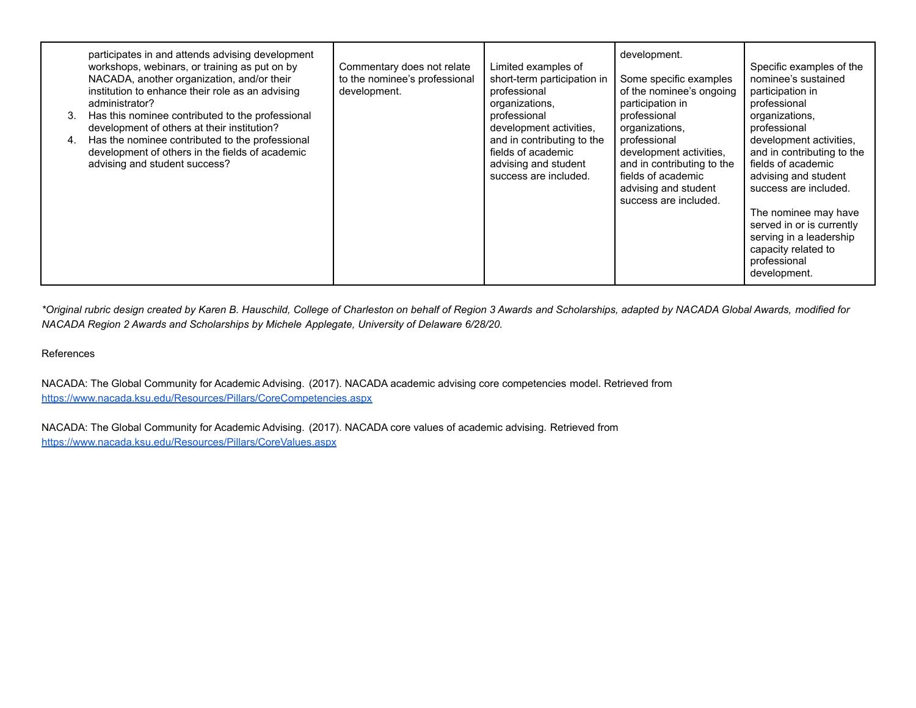| | | | | |
|---|---|---|---|---|
| participates in and attends advising development workshops, webinars, or training as put on by NACADA, another organization, and/or their institution to enhance their role as an advising administrator?<br>3. Has this nominee contributed to the professional development of others at their institution?<br>4. Has the nominee contributed to the professional development of others in the fields of academic advising and student success? | Commentary does not relate to the nominee's professional development. | Limited examples of short-term participation in professional organizations, professional development activities, and in contributing to the fields of academic advising and student success are included. | development.<br><br>Some specific examples of the nominee's ongoing participation in professional organizations, professional development activities, and in contributing to the fields of academic advising and student success are included. | Specific examples of the nominee's sustained participation in professional organizations, professional development activities, and in contributing to the fields of academic advising and student success are included.<br><br>The nominee may have served in or is currently serving in a leadership capacity related to professional development. |

*\*Original rubric design created by Karen B. Hauschild, College of Charleston on behalf of Region 3 Awards and Scholarships, adapted by NACADA Global Awards, modified for NACADA Region 2 Awards and Scholarships by Michele Applegate, University of Delaware 6/28/20.*

References

NACADA: The Global Community for Academic Advising. (2017). NACADA academic advising core competencies model. Retrieved from https://www.nacada.ksu.edu/Resources/Pillars/CoreCompetencies.aspx

NACADA: The Global Community for Academic Advising. (2017). NACADA core values of academic advising. Retrieved from https://www.nacada.ksu.edu/Resources/Pillars/CoreValues.aspx